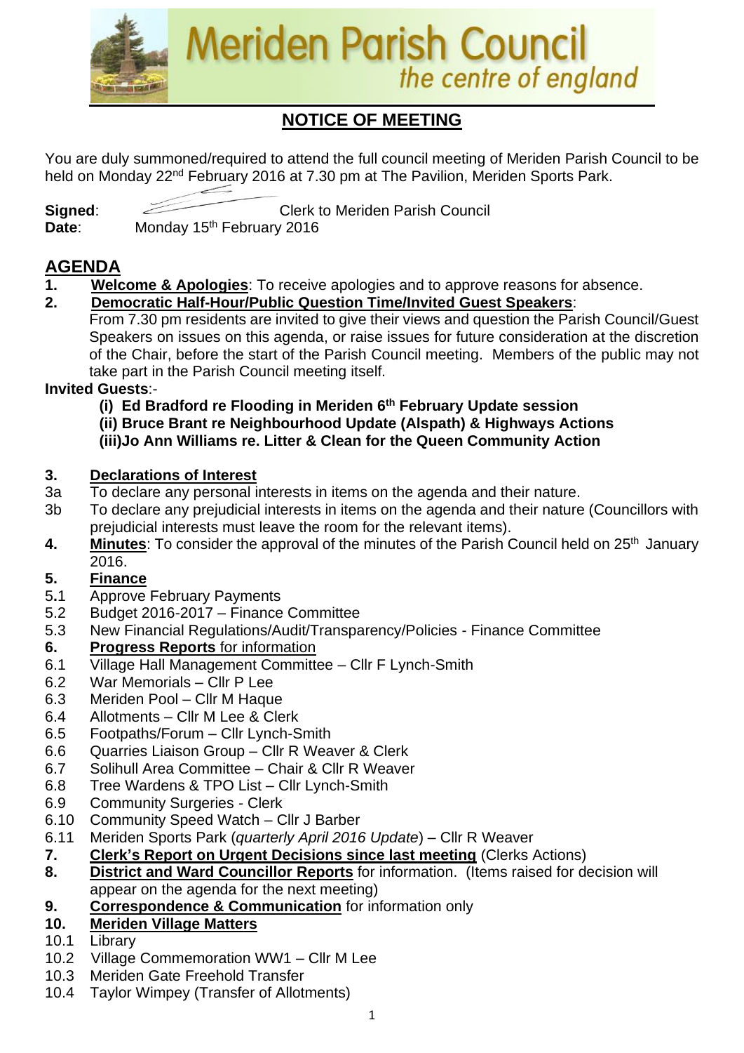# Meriden Parish Council

*the centre of england*

## NOTICE OF MEETING

You are duly summoned/required to attend the full council meeting of Meriden Parish Council to be held on Monday 22nd February 2016 at 7.30 pm at The Pavilion, Meriden Sports Park.

**Signed**: Clerk to Meriden Parish Council

**Date**: Monday 15th February 2016

## AGENDA

**1. Welcome & Apologies**: To receive apologies and to approve reasons for absence.

**2. Democratic Half-Hour/Public Question Time/Invited Guest Speakers**:

From 7.30 pm residents are invited to give their views and question the Parish Council/Guest Speakers on issues on this agenda, or raise issues for future consideration at the discretion of the Chair, before the start of the Parish Council meeting. Members of the public may not take part in the Parish Council meeting itself.

**Invited Guests**:-

- **(i) Ed Bradford re Flooding in Meriden 6th February Update session**
- **(ii) Bruce Brant re Neighbourhood Update (Alspath) & Highways Actions**
- **(iii)Jo Ann Williams re. Litter & Clean for the Queen Community Action**

**3. Declarations of Interest**

3a To declare any personal interests in items on the agenda and their nature.

3b To declare any prejudicial interests in items on the agenda and their nature (Councillors with prejudicial interests must leave the room for the relevant items).

**4. Minutes**: To consider the approval of the minutes of the Parish Council held on 25th January 2016.

**5. Finance**

5.1 Approve February Payments

5.2 Budget 2016-2017 – Finance Committee

5.3 New Financial Regulations/Audit/Transparency/Policies - Finance Committee

**6. Progress Reports** for information

6.1 Village Hall Management Committee – Cllr F Lynch-Smith

6.2 War Memorials – Cllr P Lee

6.3 Meriden Pool – Cllr M Haque

6.4 Allotments – Cllr M Lee & Clerk

6.5 Footpaths/Forum – Cllr Lynch-Smith

6.6 Quarries Liaison Group – Cllr R Weaver & Clerk

6.7 Solihull Area Committee – Chair & Cllr R Weaver

6.8 Tree Wardens & TPO List – Cllr Lynch-Smith

6.9 Community Surgeries - Clerk

6.10 Community Speed Watch – Cllr J Barber

6.11 Meriden Sports Park (*quarterly April 2016 Update*) – Cllr R Weaver

**7. Clerk's Report on Urgent Decisions since last meeting** (Clerks Actions)

**8. District and Ward Councillor Reports** for information. (Items raised for decision will appear on the agenda for the next meeting)

**9. Correspondence & Communication** for information only

**10. Meriden Village Matters**

10.1 Library

10.2 Village Commemoration WW1 – Cllr M Lee

10.3 Meriden Gate Freehold Transfer

10.4 Taylor Wimpey (Transfer of Allotments)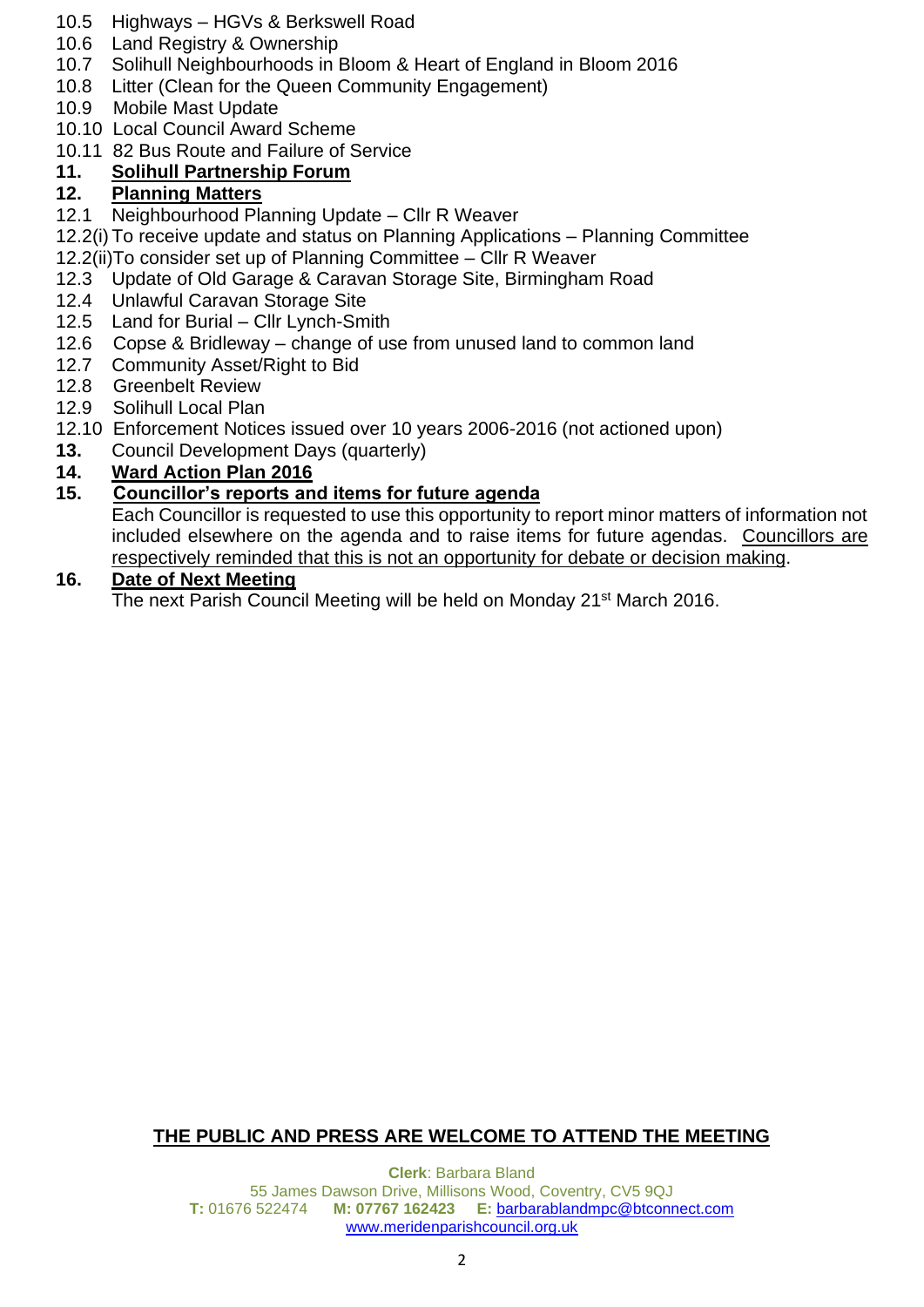10.5 Highways – HGVs & Berkswell Road
10.6 Land Registry & Ownership
10.7 Solihull Neighbourhoods in Bloom & Heart of England in Bloom 2016
10.8 Litter (Clean for the Queen Community Engagement)
10.9 Mobile Mast Update
10.10 Local Council Award Scheme
10.11 82 Bus Route and Failure of Service

**11. Solihull Partnership Forum**

**12. Planning Matters**

12.1 Neighbourhood Planning Update – Cllr R Weaver
12.2(i) To receive update and status on Planning Applications – Planning Committee
12.2(ii)To consider set up of Planning Committee – Cllr R Weaver
12.3 Update of Old Garage & Caravan Storage Site, Birmingham Road
12.4 Unlawful Caravan Storage Site
12.5 Land for Burial – Cllr Lynch-Smith
12.6 Copse & Bridleway – change of use from unused land to common land
12.7 Community Asset/Right to Bid
12.8 Greenbelt Review
12.9 Solihull Local Plan
12.10 Enforcement Notices issued over 10 years 2006-2016 (not actioned upon)

**13.** Council Development Days (quarterly)

**14. Ward Action Plan 2016**

**15. Councillor's reports and items for future agenda**

Each Councillor is requested to use this opportunity to report minor matters of information not included elsewhere on the agenda and to raise items for future agendas. Councillors are respectively reminded that this is not an opportunity for debate or decision making.

**16. Date of Next Meeting**

The next Parish Council Meeting will be held on Monday 21st March 2016.

**THE PUBLIC AND PRESS ARE WELCOME TO ATTEND THE MEETING**

**Clerk**: Barbara Bland
55 James Dawson Drive, Millisons Wood, Coventry, CV5 9QJ
**T:** 01676 522474 **M: 07767 162423 E:** barbarablandmpc@btconnect.com
www.meridenparishcouncil.org.uk